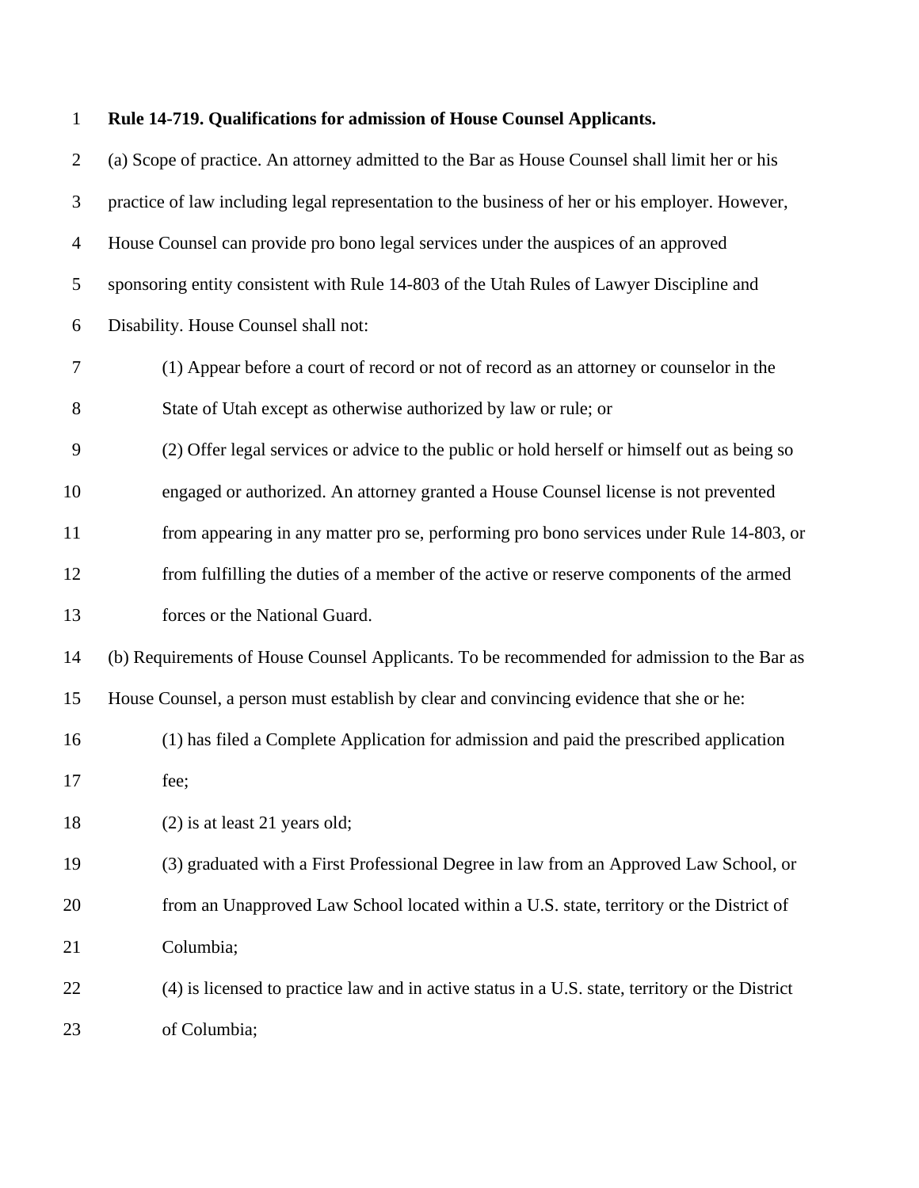**Rule 14-719. Qualifications for admission of House Counsel Applicants.**

(a) Scope of practice. An attorney admitted to the Bar as House Counsel shall limit her or his practice of law including legal representation to the business of her or his employer. However, House Counsel can provide pro bono legal services under the auspices of an approved sponsoring entity consistent with Rule 14-803 of the Utah Rules of Lawyer Discipline and Disability. House Counsel shall not:

(1) Appear before a court of record or not of record as an attorney or counselor in the State of Utah except as otherwise authorized by law or rule; or

(2) Offer legal services or advice to the public or hold herself or himself out as being so engaged or authorized. An attorney granted a House Counsel license is not prevented from appearing in any matter pro se, performing pro bono services under Rule 14-803, or from fulfilling the duties of a member of the active or reserve components of the armed forces or the National Guard.

(b) Requirements of House Counsel Applicants. To be recommended for admission to the Bar as House Counsel, a person must establish by clear and convincing evidence that she or he:

(1) has filed a Complete Application for admission and paid the prescribed application fee;

(2) is at least 21 years old;

(3) graduated with a First Professional Degree in law from an Approved Law School, or from an Unapproved Law School located within a U.S. state, territory or the District of Columbia;

(4) is licensed to practice law and in active status in a U.S. state, territory or the District of Columbia;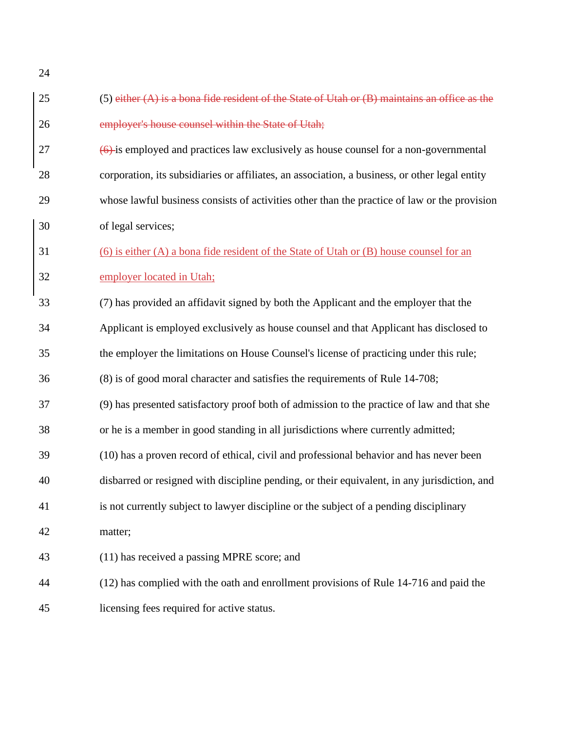(5) ~~either (A) is a bona fide resident of the State of Utah or (B) maintains an office as the employer's house counsel within the State of Utah;~~

~~(6)~~ is employed and practices law exclusively as house counsel for a non-governmental corporation, its subsidiaries or affiliates, an association, a business, or other legal entity whose lawful business consists of activities other than the practice of law or the provision of legal services;

<u>(6) is either (A) a bona fide resident of the State of Utah or (B) house counsel for an employer located in Utah;</u>

(7) has provided an affidavit signed by both the Applicant and the employer that the Applicant is employed exclusively as house counsel and that Applicant has disclosed to the employer the limitations on House Counsel's license of practicing under this rule;

(8) is of good moral character and satisfies the requirements of Rule 14-708;

(9) has presented satisfactory proof both of admission to the practice of law and that she or he is a member in good standing in all jurisdictions where currently admitted;

(10) has a proven record of ethical, civil and professional behavior and has never been disbarred or resigned with discipline pending, or their equivalent, in any jurisdiction, and is not currently subject to lawyer discipline or the subject of a pending disciplinary matter;

(11) has received a passing MPRE score; and

(12) has complied with the oath and enrollment provisions of Rule 14-716 and paid the licensing fees required for active status.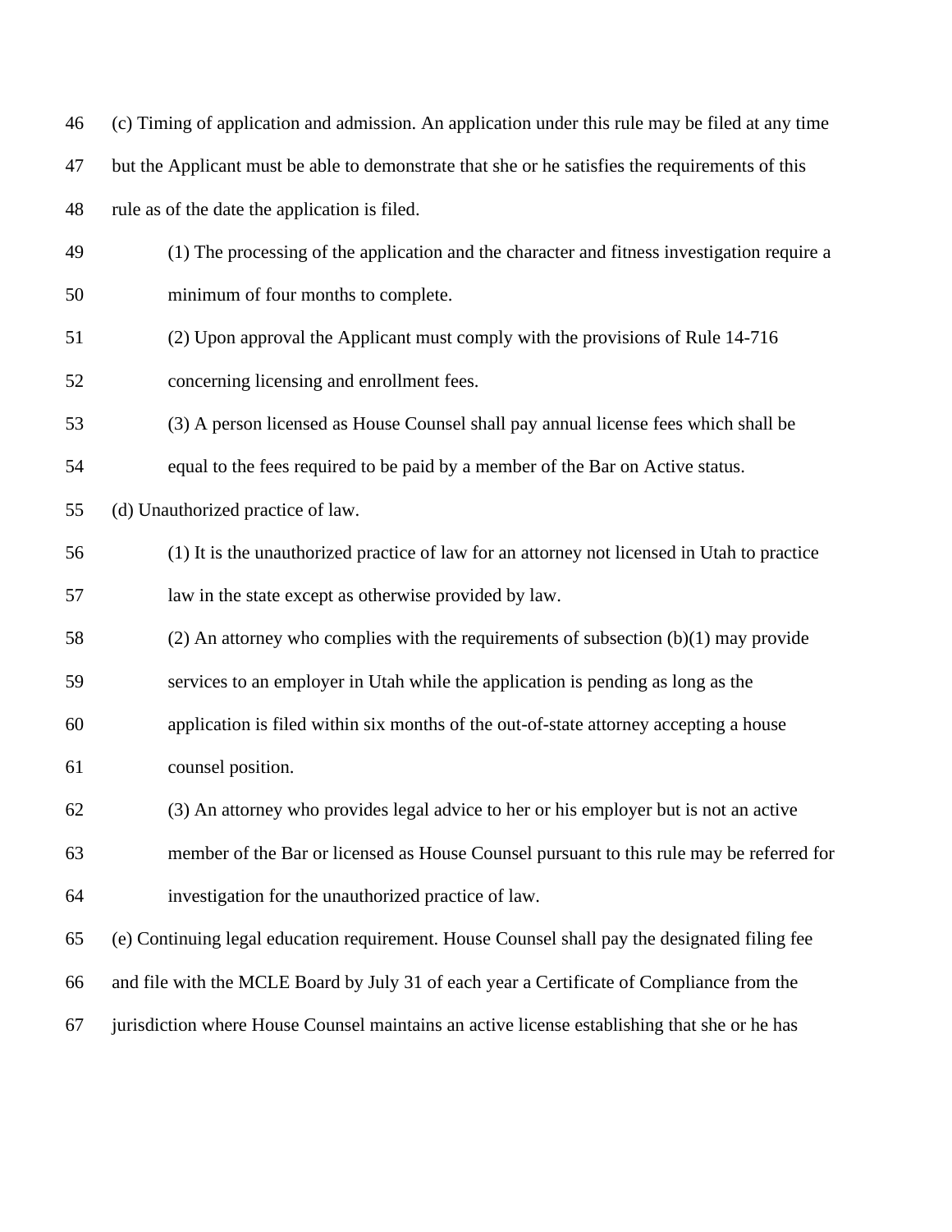(c) Timing of application and admission. An application under this rule may be filed at any time but the Applicant must be able to demonstrate that she or he satisfies the requirements of this rule as of the date the application is filed.

(1) The processing of the application and the character and fitness investigation require a minimum of four months to complete.

(2) Upon approval the Applicant must comply with the provisions of Rule 14-716 concerning licensing and enrollment fees.

(3) A person licensed as House Counsel shall pay annual license fees which shall be equal to the fees required to be paid by a member of the Bar on Active status.

(d) Unauthorized practice of law.

(1) It is the unauthorized practice of law for an attorney not licensed in Utah to practice law in the state except as otherwise provided by law.

(2) An attorney who complies with the requirements of subsection (b)(1) may provide services to an employer in Utah while the application is pending as long as the application is filed within six months of the out-of-state attorney accepting a house counsel position.

(3) An attorney who provides legal advice to her or his employer but is not an active member of the Bar or licensed as House Counsel pursuant to this rule may be referred for investigation for the unauthorized practice of law.

(e) Continuing legal education requirement. House Counsel shall pay the designated filing fee and file with the MCLE Board by July 31 of each year a Certificate of Compliance from the jurisdiction where House Counsel maintains an active license establishing that she or he has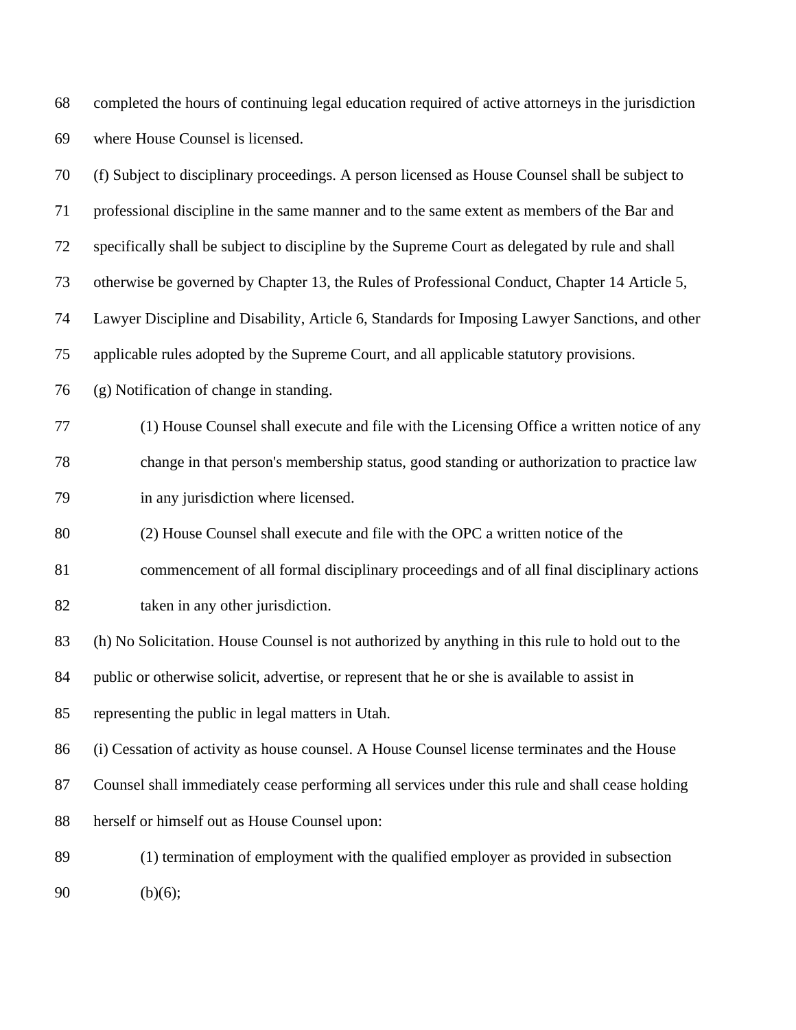completed the hours of continuing legal education required of active attorneys in the jurisdiction where House Counsel is licensed.

(f) Subject to disciplinary proceedings. A person licensed as House Counsel shall be subject to professional discipline in the same manner and to the same extent as members of the Bar and specifically shall be subject to discipline by the Supreme Court as delegated by rule and shall otherwise be governed by Chapter 13, the Rules of Professional Conduct, Chapter 14 Article 5, Lawyer Discipline and Disability, Article 6, Standards for Imposing Lawyer Sanctions, and other applicable rules adopted by the Supreme Court, and all applicable statutory provisions.

(g) Notification of change in standing.

> (1) House Counsel shall execute and file with the Licensing Office a written notice of any change in that person's membership status, good standing or authorization to practice law in any jurisdiction where licensed.
>
> (2) House Counsel shall execute and file with the OPC a written notice of the commencement of all formal disciplinary proceedings and of all final disciplinary actions taken in any other jurisdiction.

(h) No Solicitation. House Counsel is not authorized by anything in this rule to hold out to the public or otherwise solicit, advertise, or represent that he or she is available to assist in representing the public in legal matters in Utah.

(i) Cessation of activity as house counsel. A House Counsel license terminates and the House Counsel shall immediately cease performing all services under this rule and shall cease holding herself or himself out as House Counsel upon:

> (1) termination of employment with the qualified employer as provided in subsection (b)(6);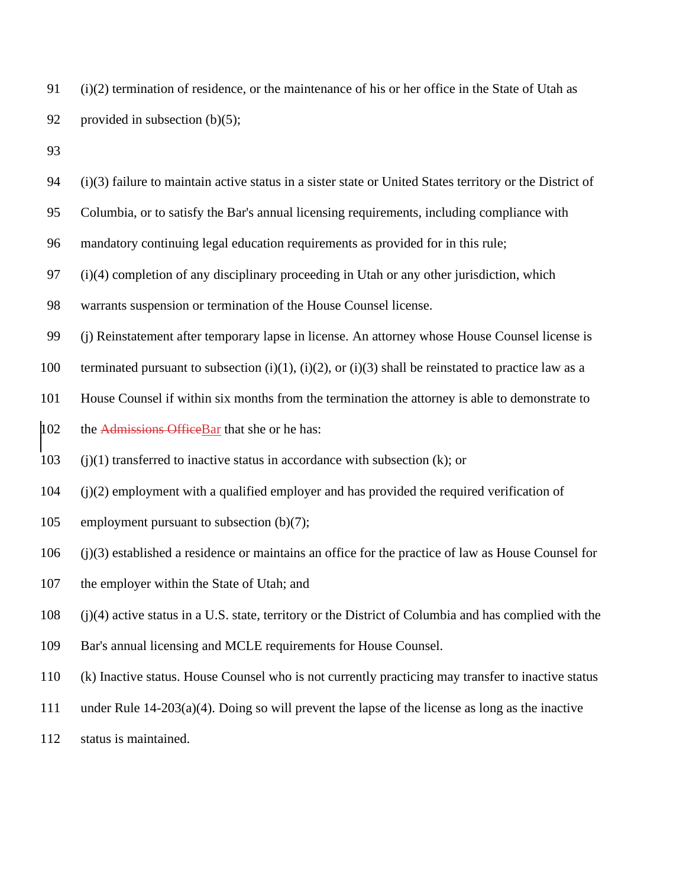(i)(2) termination of residence, or the maintenance of his or her office in the State of Utah as provided in subsection (b)(5);

(i)(3) failure to maintain active status in a sister state or United States territory or the District of Columbia, or to satisfy the Bar's annual licensing requirements, including compliance with mandatory continuing legal education requirements as provided for in this rule;

(i)(4) completion of any disciplinary proceeding in Utah or any other jurisdiction, which warrants suspension or termination of the House Counsel license.

(j) Reinstatement after temporary lapse in license. An attorney whose House Counsel license is terminated pursuant to subsection (i)(1), (i)(2), or (i)(3) shall be reinstated to practice law as a House Counsel if within six months from the termination the attorney is able to demonstrate to the ~~Admissions Office~~Bar that she or he has:

(j)(1) transferred to inactive status in accordance with subsection (k); or

(j)(2) employment with a qualified employer and has provided the required verification of employment pursuant to subsection (b)(7);

(j)(3) established a residence or maintains an office for the practice of law as House Counsel for the employer within the State of Utah; and

(j)(4) active status in a U.S. state, territory or the District of Columbia and has complied with the Bar's annual licensing and MCLE requirements for House Counsel.

(k) Inactive status. House Counsel who is not currently practicing may transfer to inactive status under Rule 14-203(a)(4). Doing so will prevent the lapse of the license as long as the inactive status is maintained.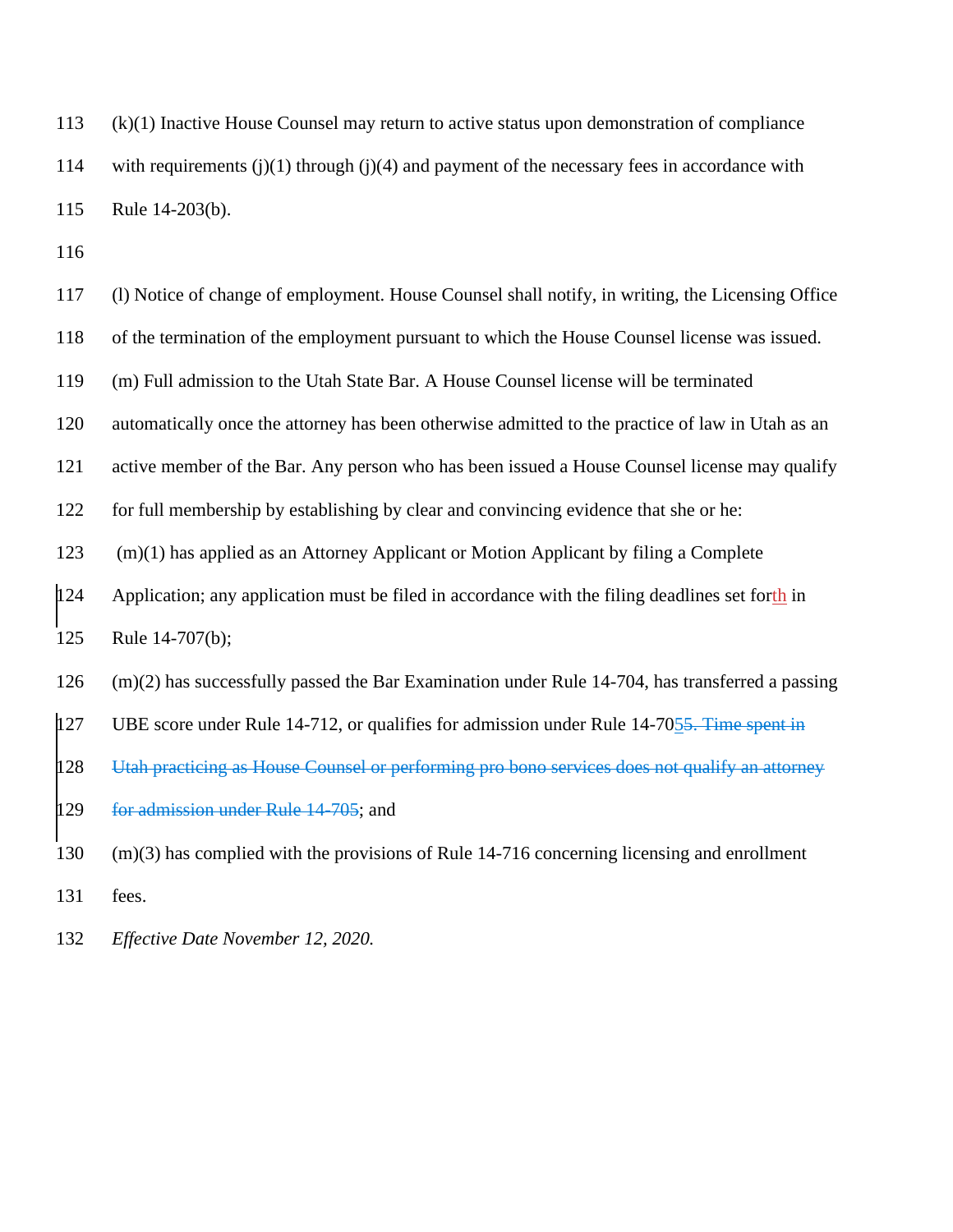(k)(1) Inactive House Counsel may return to active status upon demonstration of compliance with requirements (j)(1) through (j)(4) and payment of the necessary fees in accordance with Rule 14-203(b).

(l) Notice of change of employment. House Counsel shall notify, in writing, the Licensing Office of the termination of the employment pursuant to which the House Counsel license was issued.

(m) Full admission to the Utah State Bar. A House Counsel license will be terminated automatically once the attorney has been otherwise admitted to the practice of law in Utah as an active member of the Bar. Any person who has been issued a House Counsel license may qualify for full membership by establishing by clear and convincing evidence that she or he:

(m)(1) has applied as an Attorney Applicant or Motion Applicant by filing a Complete Application; any application must be filed in accordance with the filing deadlines set forth in Rule 14-707(b);

(m)(2) has successfully passed the Bar Examination under Rule 14-704, has transferred a passing UBE score under Rule 14-712, or qualifies for admission under Rule 14-705~~5. Time spent in Utah practicing as House Counsel or performing pro bono services does not qualify an attorney for admission under Rule 14-705~~; and

(m)(3) has complied with the provisions of Rule 14-716 concerning licensing and enrollment fees.

*Effective Date November 12, 2020.*